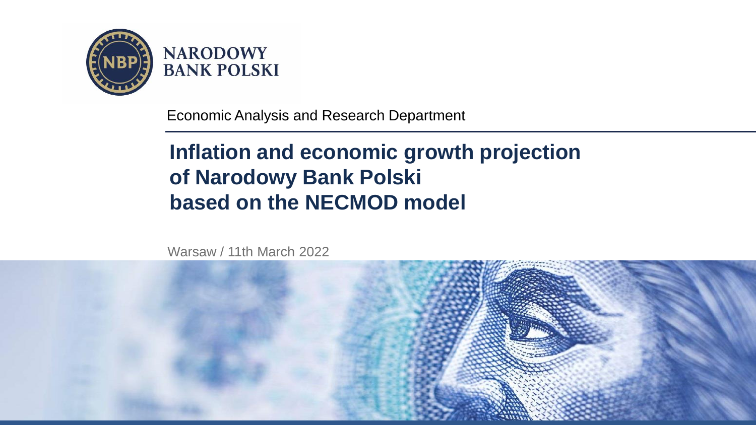NARODOWY BANK POLSKI

Economic Analysis and Research Department

# Inflation and economic growth projection of Narodowy Bank Polski based on the NECMOD model

Warsaw / 11th March 2022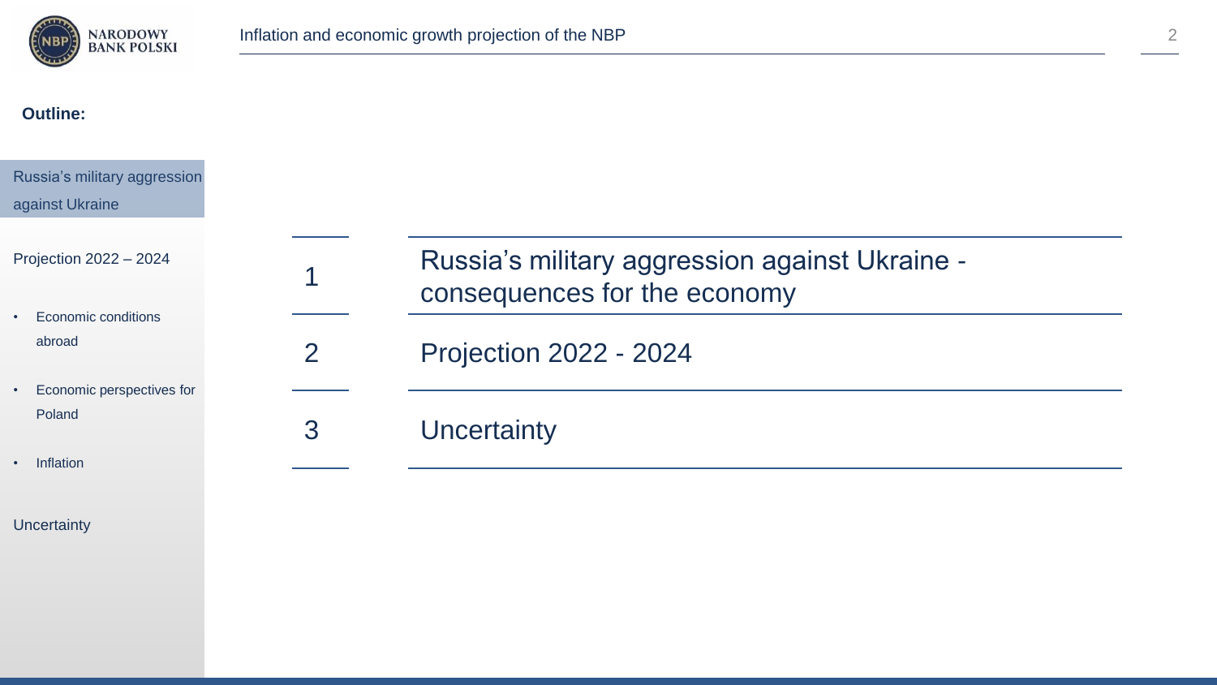**Outline:**

- Russia's military aggression against Ukraine
- Projection 2022 – 2024
  - Economic conditions abroad
  - Economic perspectives for Poland
  - Inflation
- Uncertainty

| | |
|---|---|
| 1 | Russia's military aggression against Ukraine - consequences for the economy |
| 2 | Projection 2022 - 2024 |
| 3 | Uncertainty |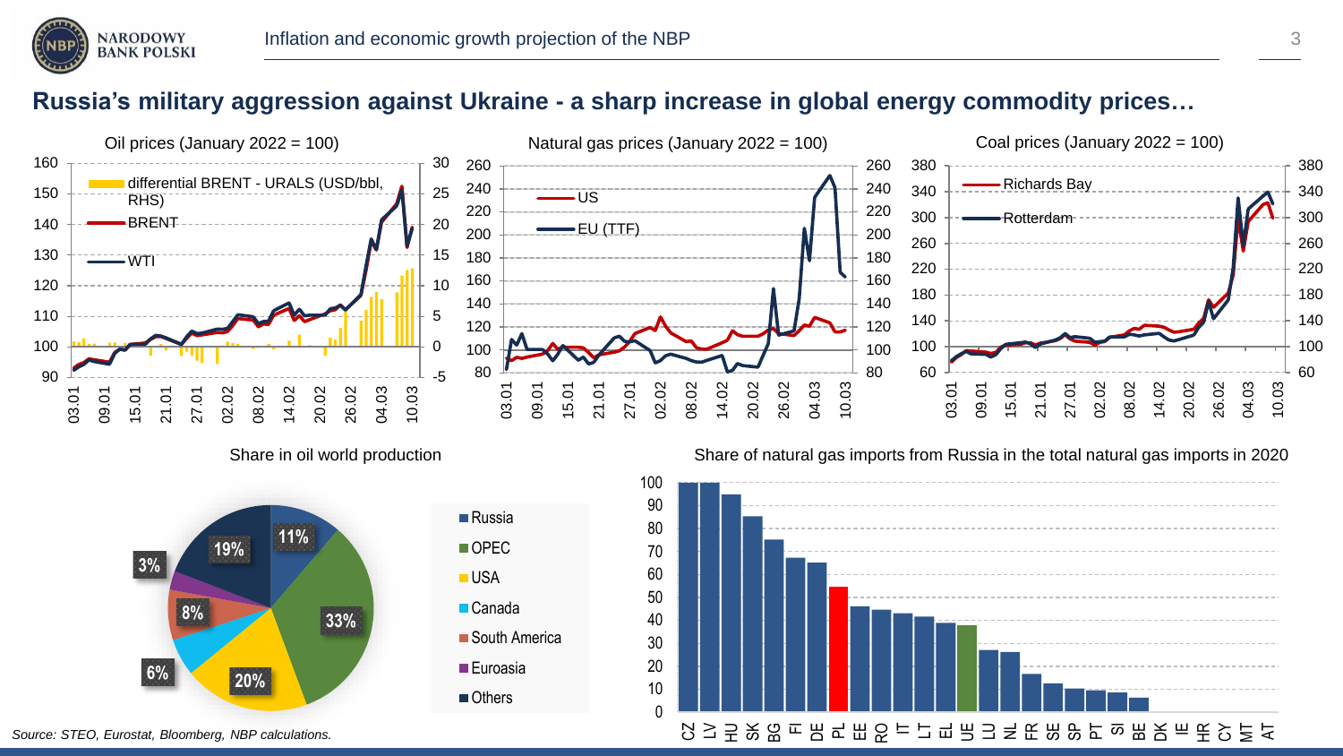## Russia's military aggression against Ukraine - a sharp increase in global energy commodity prices…

Oil prices (January 2022 = 100)

Natural gas prices (January 2022 = 100)

Coal prices (January 2022 = 100)

Share in oil world production

Share of natural gas imports from Russia in the total natural gas imports in 2020

*Source: STEO, Eurostat, Bloomberg, NBP calculations.*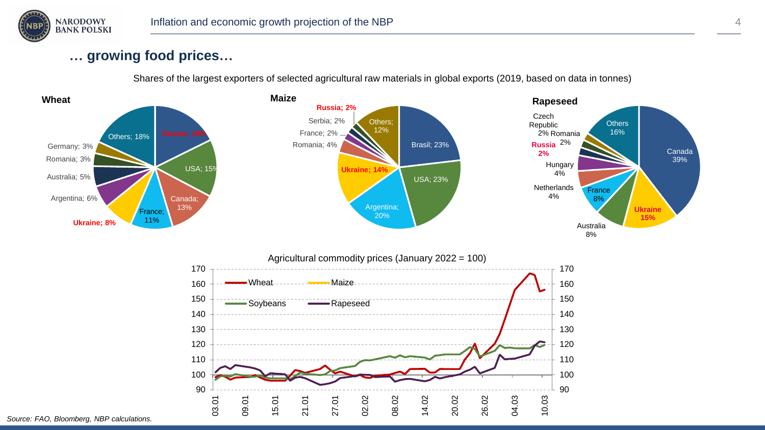## … growing food prices…

Shares of the largest exporters of selected agricultural raw materials in global exports (2019, based on data in tonnes)

**Wheat**

Russia; 18%, USA; 15%, Canada; 13%, France; 11%, Ukraine; 8%, Argentina; 6%, Australia; 5%, Romania; 3%, Germany; 3%, Others; 18%

**Maize**

Brasil; 23%, USA; 23%, Argentina; 20%, Ukraine; 14%, Romania; 4%, France; 2%, Serbia; 2%, Russia; 2%, Others; 12%

**Rapeseed**

Canada 39%, Ukraine 15%, Australia 8%, France 8%, Netherlands 4%, Hungary 4%, Russia 2%, Romania 2%, Czech Republic 2%, Others 16%

Agricultural commodity prices (January 2022 = 100)

Wheat, Maize, Soybeans, Rapeseed

*Source: FAO, Bloomberg, NBP calculations.*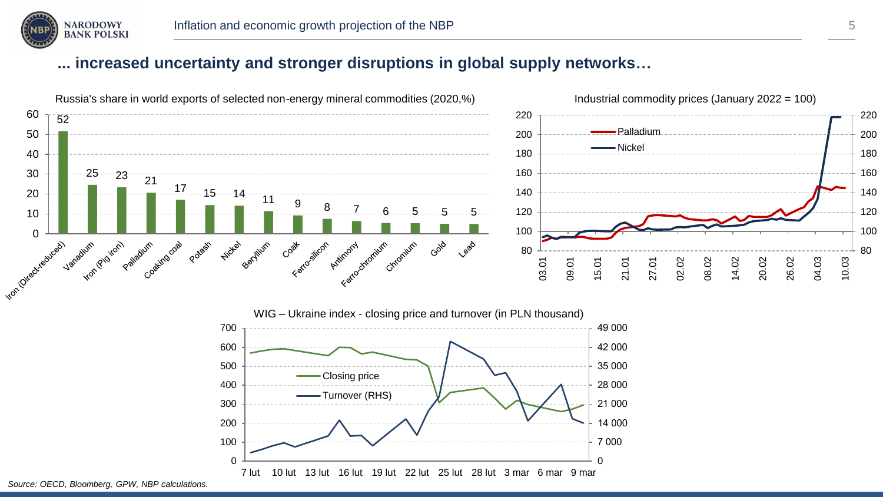## ... increased uncertainty and stronger disruptions in global supply networks…

Russia's share in world exports of selected non-energy mineral commodities (2020,%)

| Commodity | Share (%) |
|---|---|
| Iron (Direct-reduced) | 52 |
| Vanadium | 25 |
| Iron (Pig iron) | 23 |
| Palladium | 21 |
| Coaking coal | 17 |
| Potash | 15 |
| Nickel | 14 |
| Beryllium | 11 |
| Coak | 9 |
| Ferro-silicon | 8 |
| Antimony | 7 |
| Ferro-chromium | 6 |
| Chromium | 5 |
| Gold | 5 |
| Lead | 5 |

Industrial commodity prices (January 2022 = 100)

WIG – Ukraine index - closing price and turnover (in PLN thousand)

*Source: OECD, Bloomberg, GPW, NBP calculations.*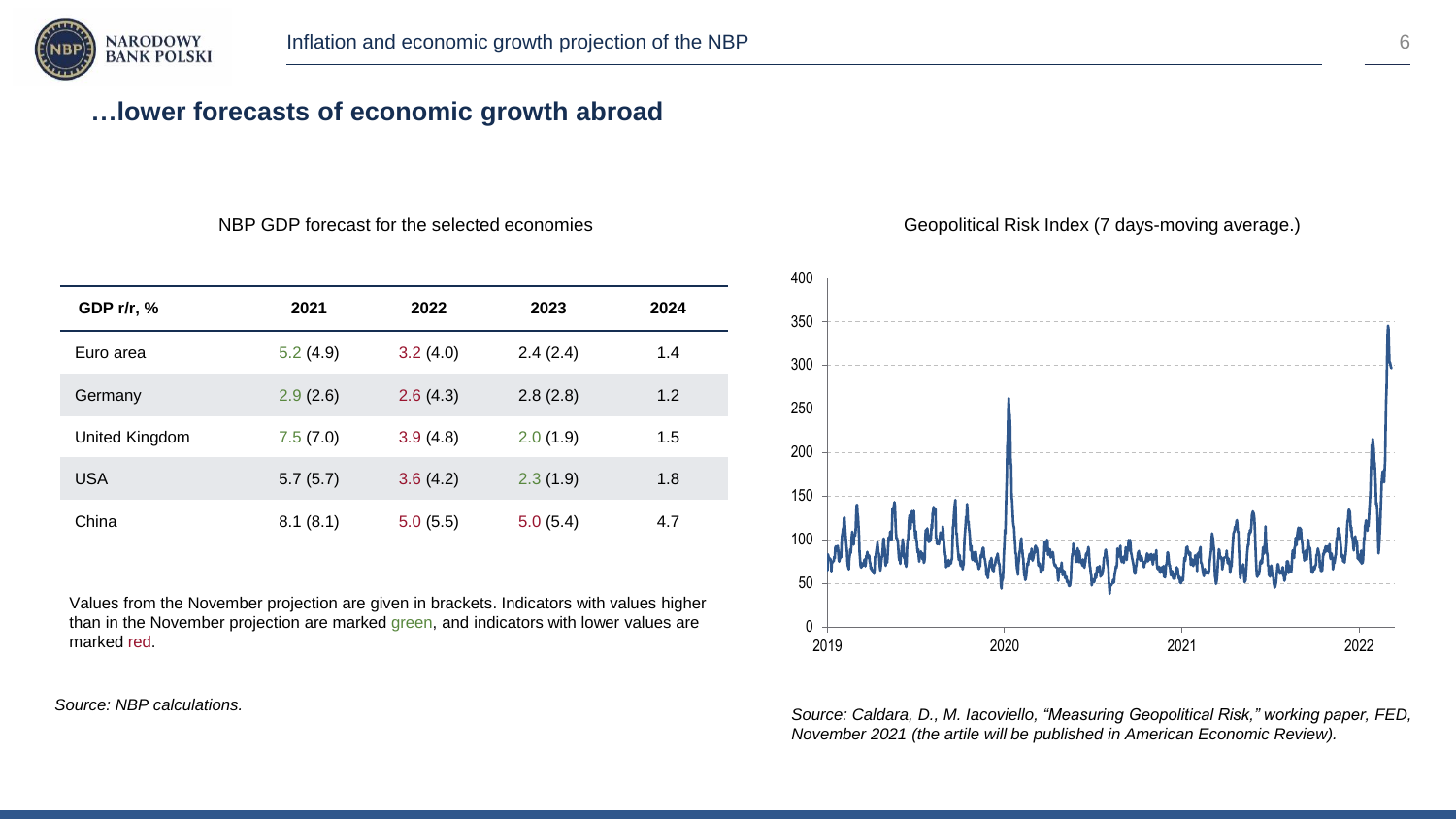## …lower forecasts of economic growth abroad

NBP GDP forecast for the selected economies

| GDP r/r, % | 2021 | 2022 | 2023 | 2024 |
|---|---|---|---|---|
| Euro area | 5.2 (4.9) | 3.2 (4.0) | 2.4 (2.4) | 1.4 |
| Germany | 2.9 (2.6) | 2.6 (4.3) | 2.8 (2.8) | 1.2 |
| United Kingdom | 7.5 (7.0) | 3.9 (4.8) | 2.0 (1.9) | 1.5 |
| USA | 5.7 (5.7) | 3.6 (4.2) | 2.3 (1.9) | 1.8 |
| China | 8.1 (8.1) | 5.0 (5.5) | 5.0 (5.4) | 4.7 |

Values from the November projection are given in brackets. Indicators with values higher than in the November projection are marked green, and indicators with lower values are marked red.

*Source: NBP calculations.*

Geopolitical Risk Index (7 days-moving average.)

*Source: Caldara, D., M. Iacoviello, "Measuring Geopolitical Risk," working paper, FED, November 2021 (the artile will be published in American Economic Review).*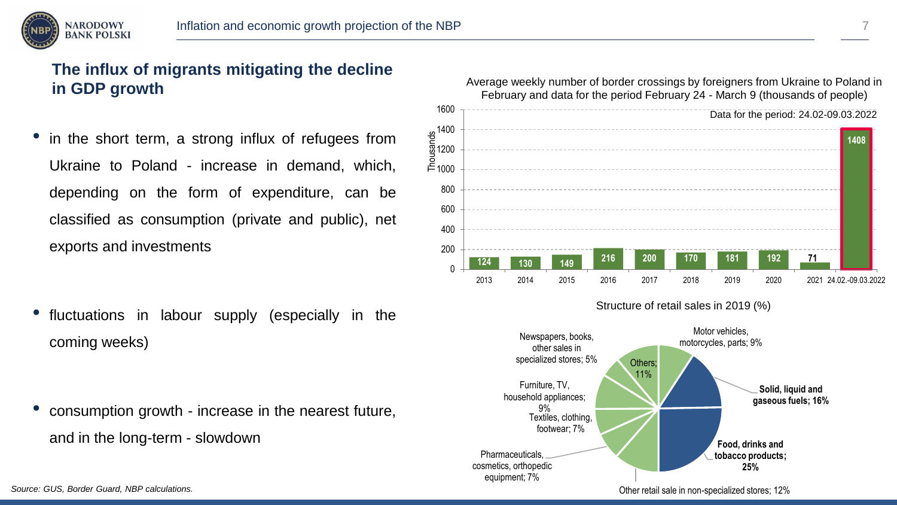## The influx of migrants mitigating the decline in GDP growth

- in the short term, a strong influx of refugees from Ukraine to Poland - increase in demand, which, depending on the form of expenditure, can be classified as consumption (private and public), net exports and investments

- fluctuations in labour supply (especially in the coming weeks)

- consumption growth - increase in the nearest future, and in the long-term - slowdown

Average weekly number of border crossings by foreigners from Ukraine to Poland in February and data for the period February 24 - March 9 (thousands of people)

| Period | Thousands |
|---|---|
| 2013 | 124 |
| 2014 | 130 |
| 2015 | 149 |
| 2016 | 216 |
| 2017 | 200 |
| 2018 | 170 |
| 2019 | 181 |
| 2020 | 192 |
| 2021 | 71 |
| 24.02.-09.03.2022 | 1408 |

Data for the period: 24.02-09.03.2022

Structure of retail sales in 2019 (%)

| Category | % |
|---|---|
| Motor vehicles, motorcycles, parts | 9% |
| **Solid, liquid and gaseous fuels** | **16%** |
| **Food, drinks and tobacco products** | **25%** |
| Other retail sale in non-specialized stores | 12% |
| Pharmaceuticals, cosmetics, orthopedic equipment | 7% |
| Textiles, clothing, footwear | 7% |
| Furniture, TV, household appliances | 9% |
| Newspapers, books, other sales in specialized stores | 5% |
| Others | 11% |

*Source: GUS, Border Guard, NBP calculations.*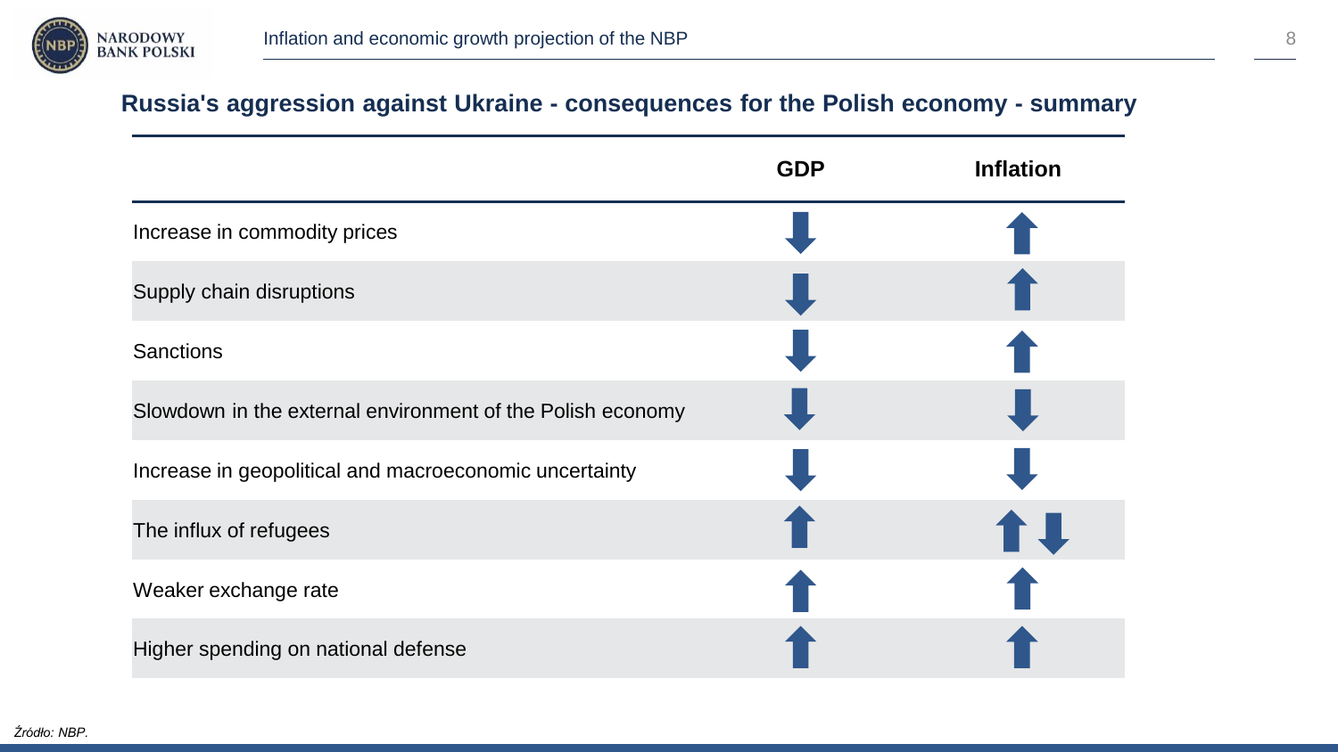## Russia's aggression against Ukraine - consequences for the Polish economy - summary

| | GDP | Inflation |
|---|---|---|
| Increase in commodity prices | ↓ | ↑ |
| Supply chain disruptions | ↓ | ↑ |
| Sanctions | ↓ | ↑ |
| Slowdown in the external environment of the Polish economy | ↓ | ↓ |
| Increase in geopolitical and macroeconomic uncertainty | ↓ | ↓ |
| The influx of refugees | ↑ | ↑↓ |
| Weaker exchange rate | ↑ | ↑ |
| Higher spending on national defense | ↑ | ↑ |

*Źródło: NBP.*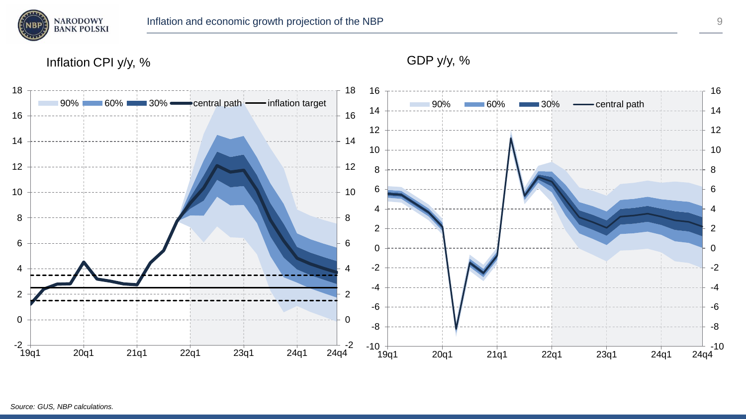Inflation CPI y/y, %

GDP y/y, %

*Source: GUS, NBP calculations.*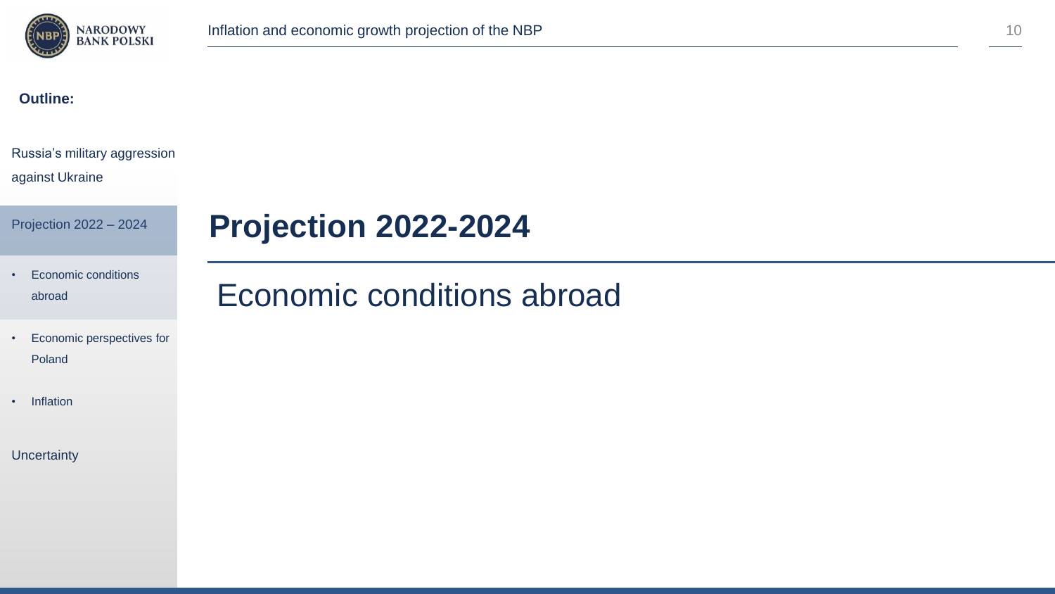**Outline:**

Russia's military aggression against Ukraine

Projection 2022 – 2024

- Economic conditions abroad
- Economic perspectives for Poland
- Inflation

Uncertainty

# Projection 2022-2024

## Economic conditions abroad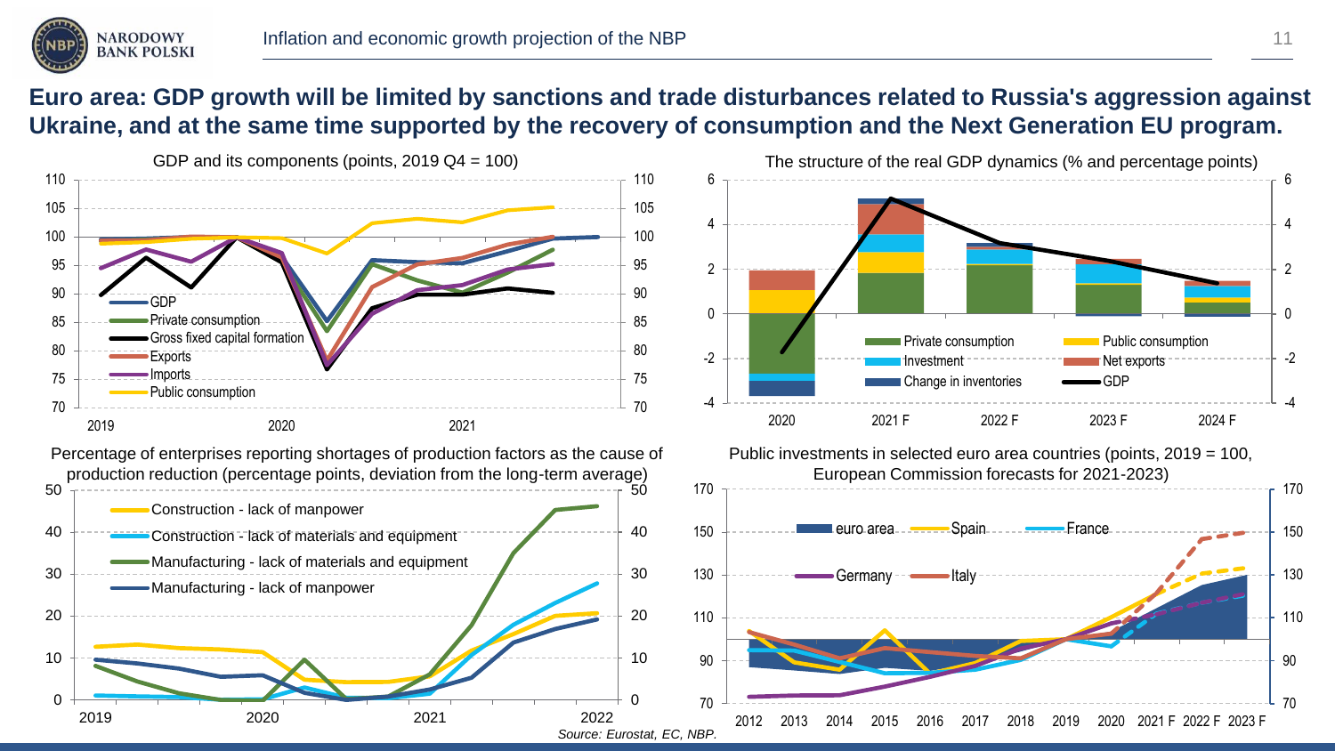# Euro area: GDP growth will be limited by sanctions and trade disturbances related to Russia's aggression against Ukraine, and at the same time supported by the recovery of consumption and the Next Generation EU program.

GDP and its components (points, 2019 Q4 = 100)

The structure of the real GDP dynamics (% and percentage points)

Percentage of enterprises reporting shortages of production factors as the cause of production reduction (percentage points, deviation from the long-term average)

Public investments in selected euro area countries (points, 2019 = 100, European Commission forecasts for 2021-2023)

*Source: Eurostat, EC, NBP.*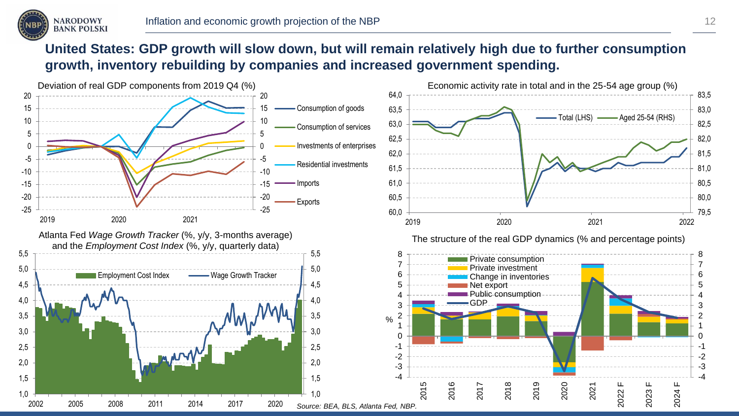## United States: GDP growth will slow down, but will remain relatively high due to further consumption growth, inventory rebuilding by companies and increased government spending.

Deviation of real GDP components from 2019 Q4 (%)

Economic activity rate in total and in the 25-54 age group (%)

Atlanta Fed *Wage Growth Tracker* (%, y/y, 3-months average) and the *Employment Cost Index* (%, y/y, quarterly data)

The structure of the real GDP dynamics (% and percentage points)

*Source: BEA, BLS, Atlanta Fed, NBP.*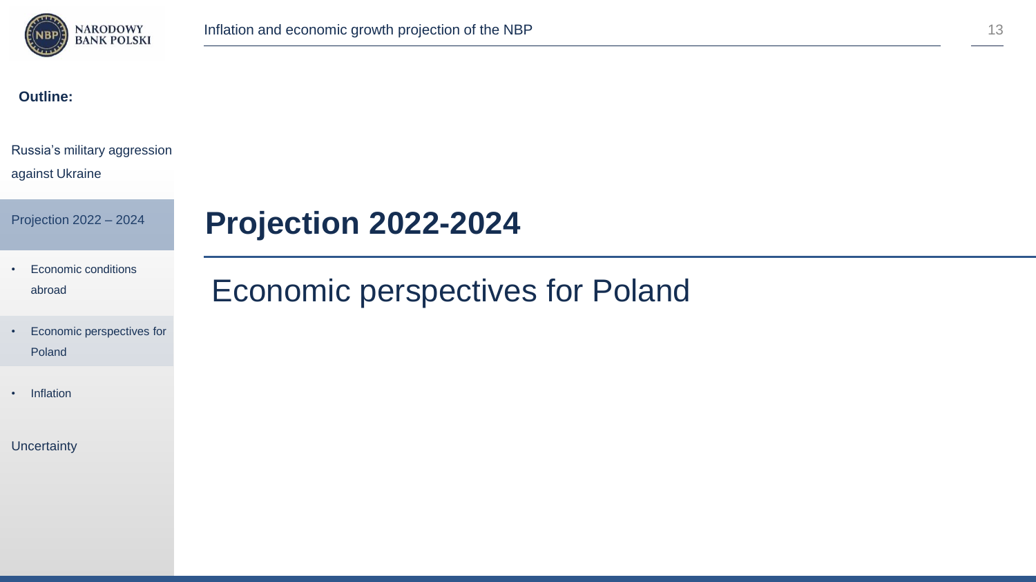**Outline:**

Russia's military aggression against Ukraine

Projection 2022 – 2024

- Economic conditions abroad
- Economic perspectives for Poland
- Inflation

Uncertainty

# Projection 2022-2024

## Economic perspectives for Poland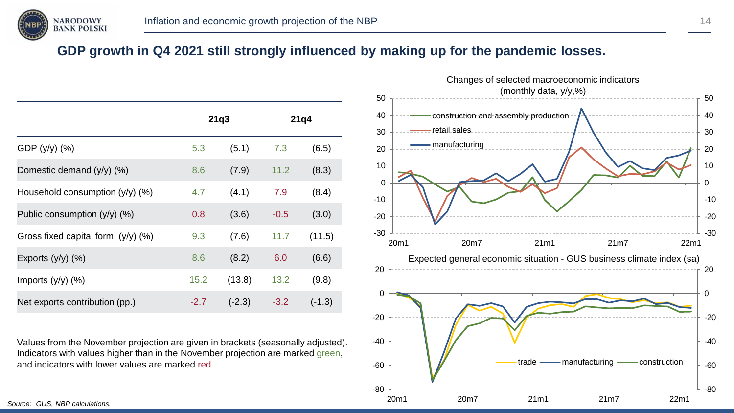## GDP growth in Q4 2021 still strongly influenced by making up for the pandemic losses.

| | 21q3 | | 21q4 | |
|---|---|---|---|---|
| GDP (y/y) (%) | 5.3 | (5.1) | 7.3 | (6.5) |
| Domestic demand (y/y) (%) | 8.6 | (7.9) | 11.2 | (8.3) |
| Household consumption (y/y) (%) | 4.7 | (4.1) | 7.9 | (8.4) |
| Public consumption (y/y) (%) | 0.8 | (3.6) | -0.5 | (3.0) |
| Gross fixed capital form. (y/y) (%) | 9.3 | (7.6) | 11.7 | (11.5) |
| Exports (y/y) (%) | 8.6 | (8.2) | 6.0 | (6.6) |
| Imports (y/y) (%) | 15.2 | (13.8) | 13.2 | (9.8) |
| Net exports contribution (pp.) | -2.7 | (-2.3) | -3.2 | (-1.3) |

Values from the November projection are given in brackets (seasonally adjusted). Indicators with values higher than in the November projection are marked green, and indicators with lower values are marked red.

Changes of selected macroeconomic indicators (monthly data, y/y,%)

Expected general economic situation - GUS business climate index (sa)

*Source: GUS, NBP calculations.*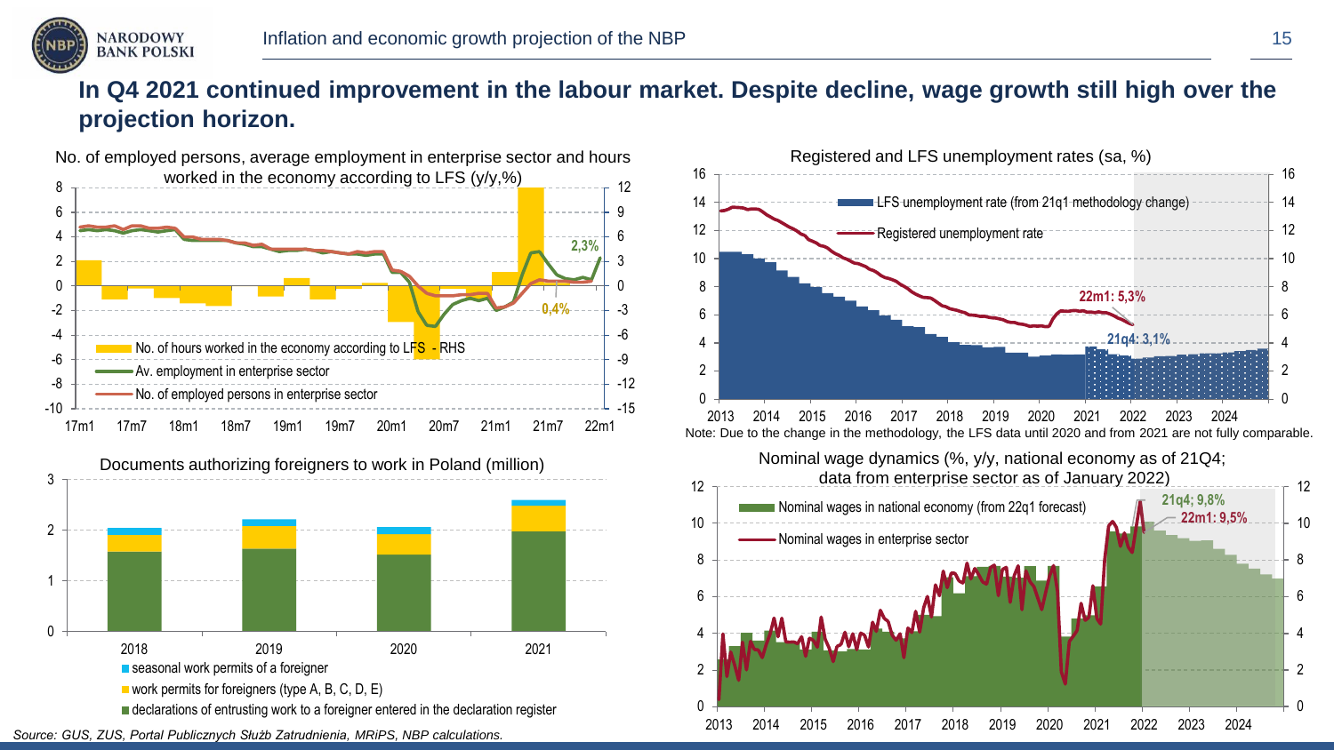## In Q4 2021 continued improvement in the labour market. Despite decline, wage growth still high over the projection horizon.

No. of employed persons, average employment in enterprise sector and hours worked in the economy according to LFS (y/y,%)

- No. of hours worked in the economy according to LFS - RHS
- Av. employment in enterprise sector
- No. of employed persons in enterprise sector

2,3%

0,4%

Registered and LFS unemployment rates (sa, %)

- LFS unemployment rate (from 21q1 methodology change)
- Registered unemployment rate

22m1: 5,3%

21q4: 3,1%

Note: Due to the change in the methodology, the LFS data until 2020 and from 2021 are not fully comparable.

Documents authorizing foreigners to work in Poland (million)

- seasonal work permits of a foreigner
- work permits for foreigners (type A, B, C, D, E)
- declarations of entrusting work to a foreigner entered in the declaration register

Nominal wage dynamics (%, y/y, national economy as of 21Q4; data from enterprise sector as of January 2022)

- Nominal wages in national economy (from 22q1 forecast)
- Nominal wages in enterprise sector

21q4; 9,8%

22m1: 9,5%

*Source: GUS, ZUS, Portal Publicznych Służb Zatrudnienia, MRiPS, NBP calculations.*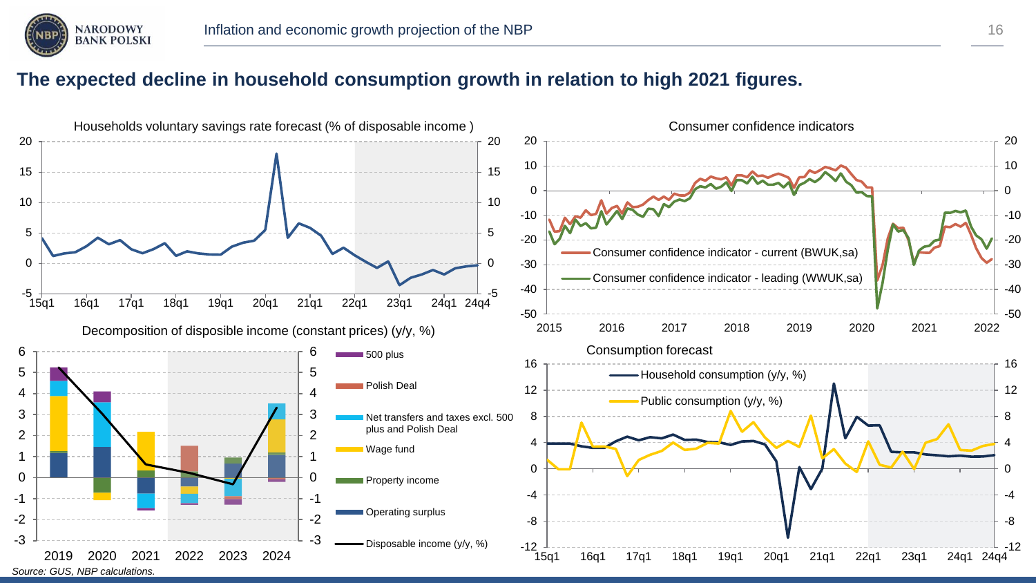## The expected decline in household consumption growth in relation to high 2021 figures.

Households voluntary savings rate forecast (% of disposable income )

Consumer confidence indicators

- Consumer confidence indicator - current (BWUK,sa)
- Consumer confidence indicator - leading (WWUK,sa)

Decomposition of disposible income (constant prices) (y/y, %)

- 500 plus
- Polish Deal
- Net transfers and taxes excl. 500 plus and Polish Deal
- Wage fund
- Property income
- Operating surplus
- Disposable income (y/y, %)

Consumption forecast

- Household consumption (y/y, %)
- Public consumption (y/y, %)

*Source: GUS, NBP calculations.*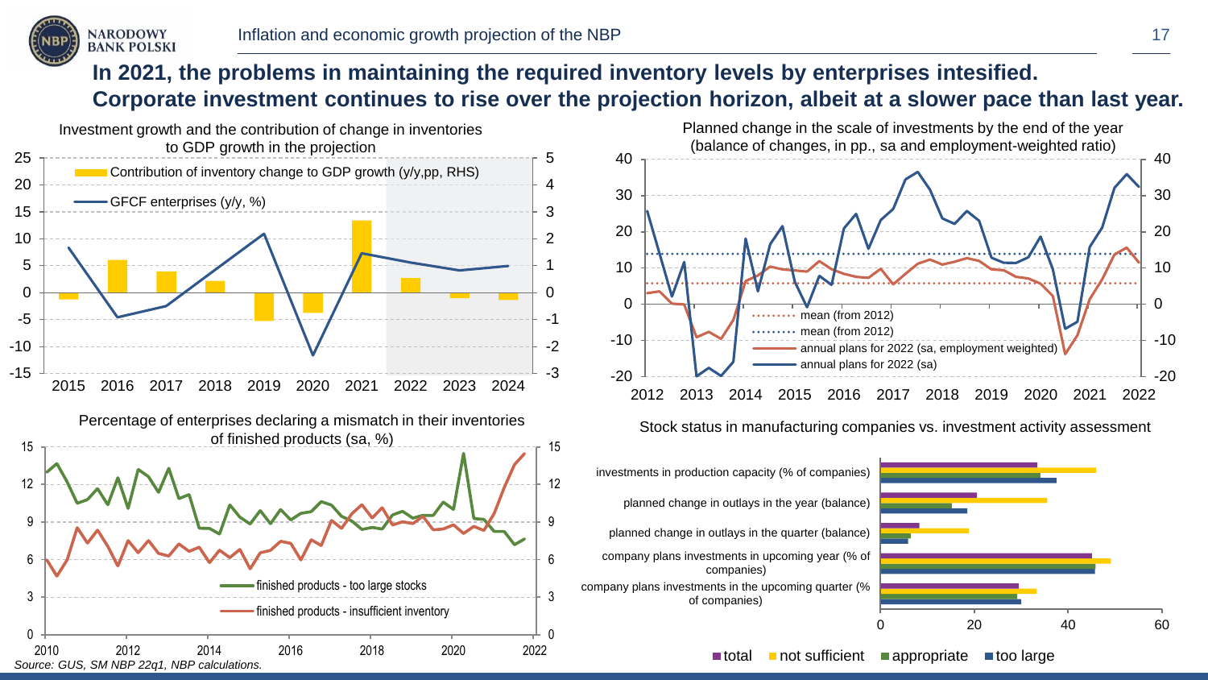## In 2021, the problems in maintaining the required inventory levels by enterprises intesified. Corporate investment continues to rise over the projection horizon, albeit at a slower pace than last year.

Investment growth and the contribution of change in inventories to GDP growth in the projection

- Contribution of inventory change to GDP growth (y/y,pp, RHS)
- GFCF enterprises (y/y, %)

Planned change in the scale of investments by the end of the year (balance of changes, in pp., sa and employment-weighted ratio)

- mean (from 2012)
- mean (from 2012)
- annual plans for 2022 (sa, employment weighted)
- annual plans for 2022 (sa)

Percentage of enterprises declaring a mismatch in their inventories of finished products (sa, %)

- finished products - too large stocks
- finished products - insufficient inventory

Stock status in manufacturing companies vs. investment activity assessment

- investments in production capacity (% of companies)
- planned change in outlays in the year (balance)
- planned change in outlays in the quarter (balance)
- company plans investments in upcoming year (% of companies)
- company plans investments in the upcoming quarter (% of companies)

total / not sufficient / appropriate / too large

*Source: GUS, SM NBP 22q1, NBP calculations.*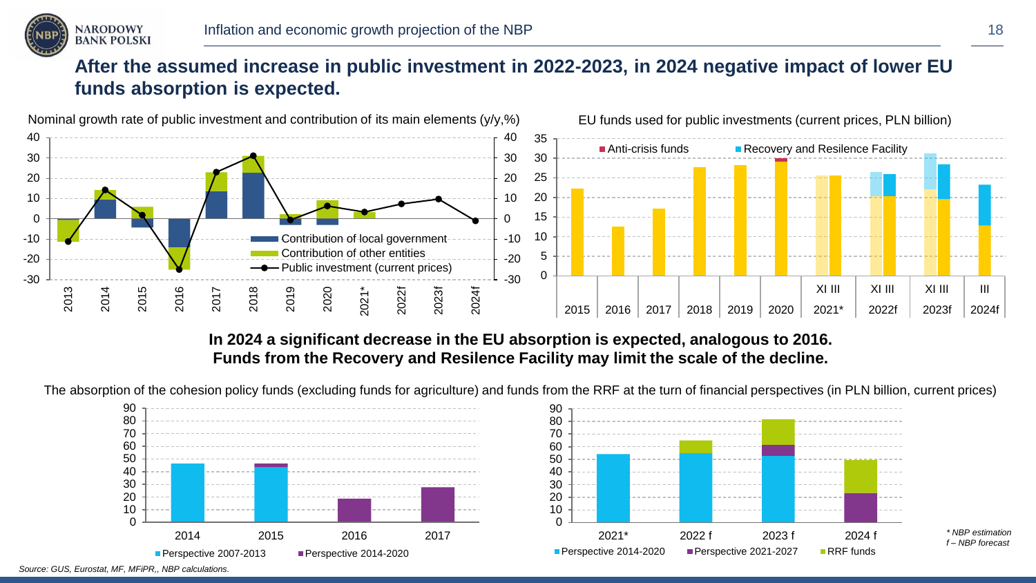## After the assumed increase in public investment in 2022-2023, in 2024 negative impact of lower EU funds absorption is expected.

Nominal growth rate of public investment and contribution of its main elements (y/y,%)

- Contribution of local government
- Contribution of other entities
- Public investment (current prices)

2013, 2014, 2015, 2016, 2017, 2018, 2019, 2020, 2021*, 2022f, 2023f, 2024f

EU funds used for public investments (current prices, PLN billion)

- Anti-crisis funds
- Recovery and Resilence Facility

2015, 2016, 2017, 2018, 2019, 2020, 2021* (XI III), 2022f (XI III), 2023f (XI III), 2024f (III)

**In 2024 a significant decrease in the EU absorption is expected, analogous to 2016. Funds from the Recovery and Resilence Facility may limit the scale of the decline.**

The absorption of the cohesion policy funds (excluding funds for agriculture) and funds from the RRF at the turn of financial perspectives (in PLN billion, current prices)

2014, 2015, 2016, 2017

- Perspective 2007-2013
- Perspective 2014-2020

2021*, 2022 f, 2023 f, 2024 f

- Perspective 2014-2020
- Perspective 2021-2027
- RRF funds

*\* NBP estimation*
*f – NBP forecast*

*Source: GUS, Eurostat, MF, MFiPR,, NBP calculations.*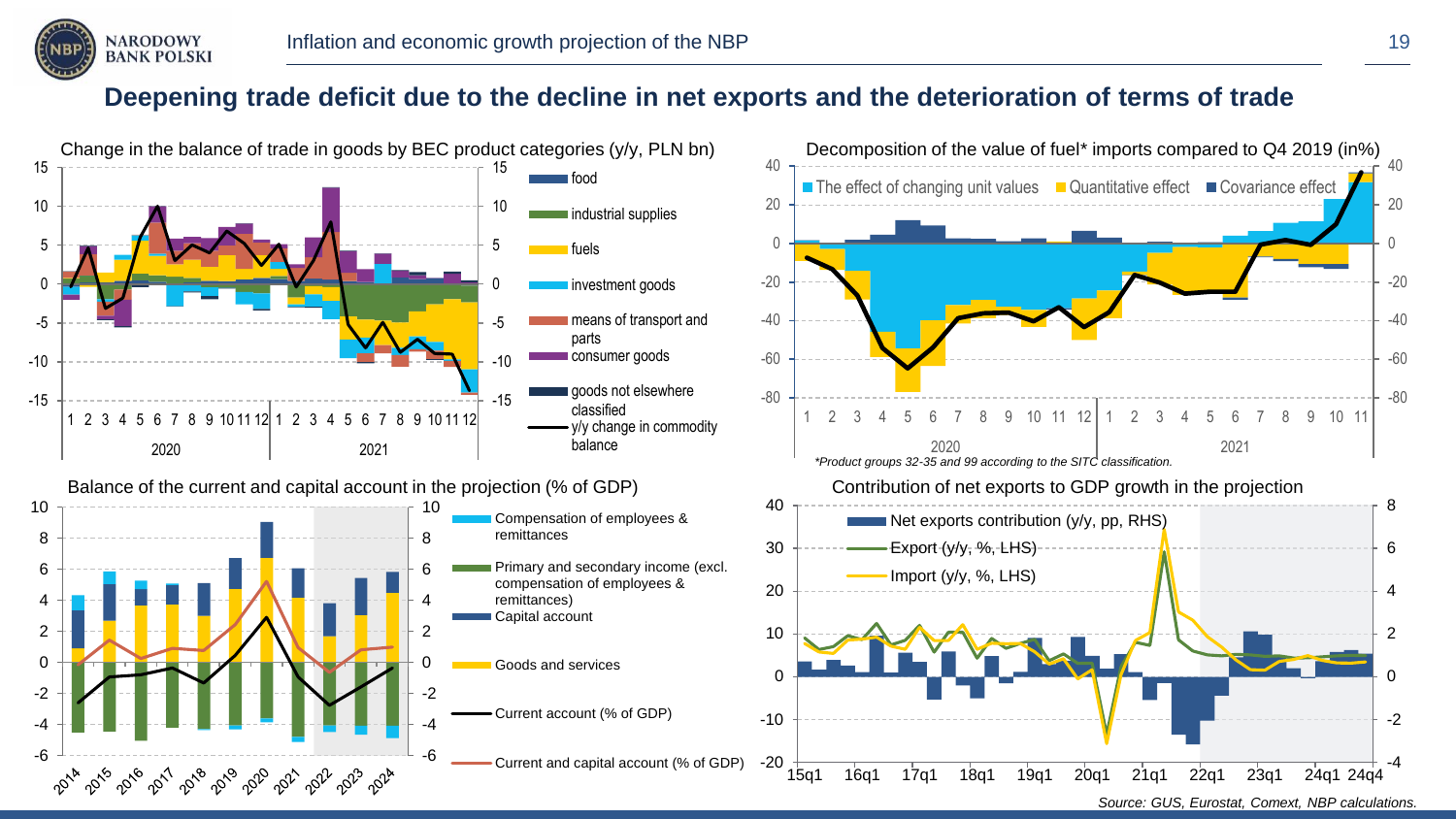# Deepening trade deficit due to the decline in net exports and the deterioration of terms of trade

Change in the balance of trade in goods by BEC product categories (y/y, PLN bn)

- food
- industrial supplies
- fuels
- investment goods
- means of transport and parts
- consumer goods
- goods not elsewhere classified
- y/y change in commodity balance

Decomposition of the value of fuel* imports compared to Q4 2019 (in%)

- The effect of changing unit values
- Quantitative effect
- Covariance effect

*Product groups 32-35 and 99 according to the SITC classification.

Balance of the current and capital account in the projection (% of GDP)

- Compensation of employees & remittances
- Primary and secondary income (excl. compensation of employees & remittances)
- Capital account
- Goods and services
- Current account (% of GDP)
- Current and capital account (% of GDP)

Contribution of net exports to GDP growth in the projection

- Net exports contribution (y/y, pp, RHS)
- Export (y/y, %, LHS)
- Import (y/y, %, LHS)

*Source: GUS, Eurostat, Comext, NBP calculations.*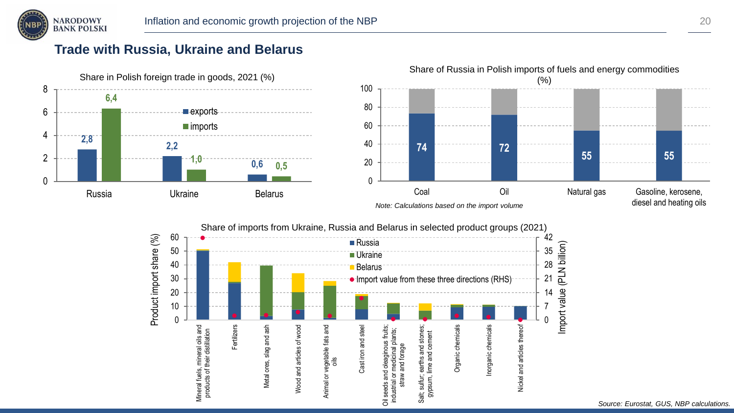## Trade with Russia, Ukraine and Belarus

**Share in Polish foreign trade in goods, 2021 (%)**

| | exports | imports |
|---|---|---|
| Russia | 2,8 | 6,4 |
| Ukraine | 2,2 | 1,0 |
| Belarus | 0,6 | 0,5 |

**Share of Russia in Polish imports of fuels and energy commodities (%)**

| Coal | Oil | Natural gas | Gasoline, kerosene, diesel and heating oils |
|---|---|---|---|
| 74 | 72 | 55 | 55 |

*Note: Calculations based on the import volume*

**Share of imports from Ukraine, Russia and Belarus in selected product groups (2021)**

Product import share (%): Russia, Ukraine, Belarus; Import value from these three directions (RHS), Import value (PLN billion)

Product groups: Mineral fuels, mineral oils and products of their distillation; Fertilizers; Metal ores, slag and ash; Wood and articles of wood; Animal or vegetable fats and oils; Cast iron and steel; Oil seeds and oleaginous fruits; industrial or medicinal plants; straw and forage; Salt; sulfur; earths and stones; gypsum, lime and cement; Organic chemicals; Inorganic chemicals; Nickel and articles thereof

*Source: Eurostat, GUS, NBP calculations.*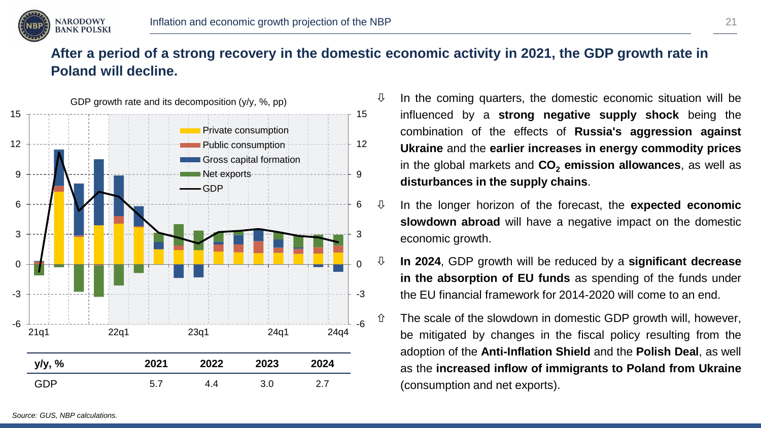## After a period of a strong recovery in the domestic economic activity in 2021, the GDP growth rate in Poland will decline.

GDP growth rate and its decomposition (y/y, %, pp)

| y/y, % | 2021 | 2022 | 2023 | 2024 |
|---|---|---|---|---|
| GDP | 5.7 | 4.4 | 3.0 | 2.7 |

- ⇩ In the coming quarters, the domestic economic situation will be influenced by a **strong negative supply shock** being the combination of the effects of **Russia's aggression against Ukraine** and the **earlier increases in energy commodity prices** in the global markets and **$CO_2$ emission allowances**, as well as **disturbances in the supply chains**.
- ⇩ In the longer horizon of the forecast, the **expected economic slowdown abroad** will have a negative impact on the domestic economic growth.
- ⇩ **In 2024**, GDP growth will be reduced by a **significant decrease in the absorption of EU funds** as spending of the funds under the EU financial framework for 2014-2020 will come to an end.
- ⇧ The scale of the slowdown in domestic GDP growth will, however, be mitigated by changes in the fiscal policy resulting from the adoption of the **Anti-Inflation Shield** and the **Polish Deal**, as well as the **increased inflow of immigrants to Poland from Ukraine** (consumption and net exports).

*Source: GUS, NBP calculations.*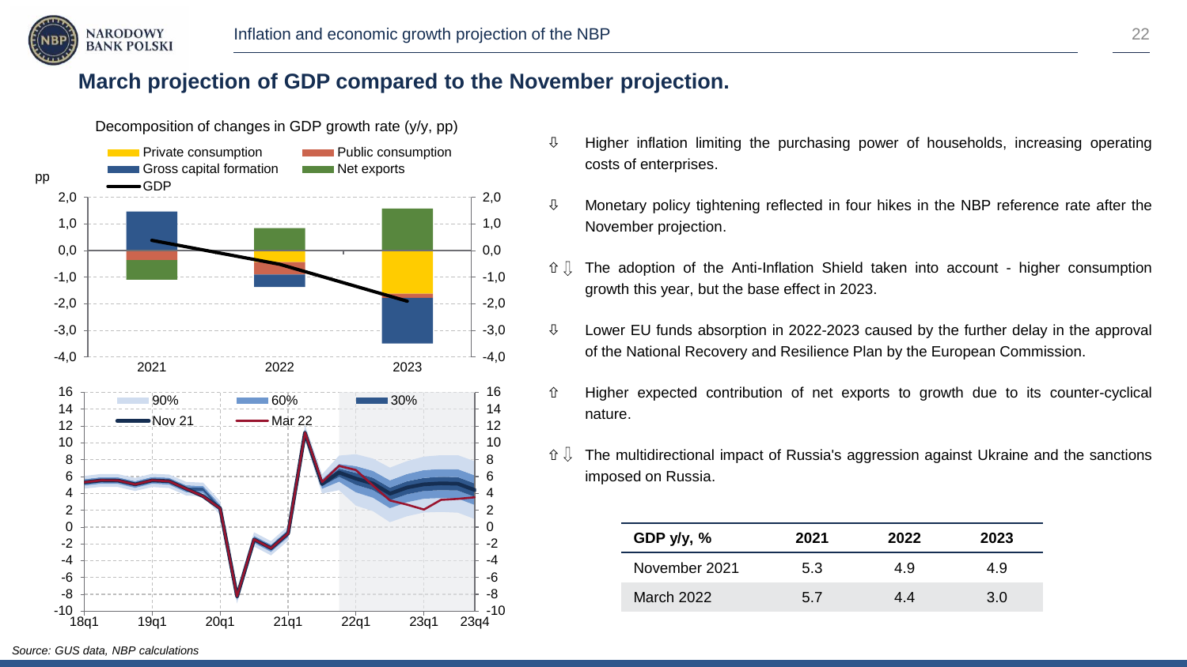## March projection of GDP compared to the November projection.

Decomposition of changes in GDP growth rate (y/y, pp)

- ⇩ Higher inflation limiting the purchasing power of households, increasing operating costs of enterprises.
- ⇩ Monetary policy tightening reflected in four hikes in the NBP reference rate after the November projection.
- ⇧⇩ The adoption of the Anti-Inflation Shield taken into account - higher consumption growth this year, but the base effect in 2023.
- ⇩ Lower EU funds absorption in 2022-2023 caused by the further delay in the approval of the National Recovery and Resilience Plan by the European Commission.
- ⇧ Higher expected contribution of net exports to growth due to its counter-cyclical nature.
- ⇧⇩ The multidirectional impact of Russia's aggression against Ukraine and the sanctions imposed on Russia.

| GDP y/y, % | 2021 | 2022 | 2023 |
|---|---|---|---|
| November 2021 | 5.3 | 4.9 | 4.9 |
| March 2022 | 5.7 | 4.4 | 3.0 |

*Source: GUS data, NBP calculations*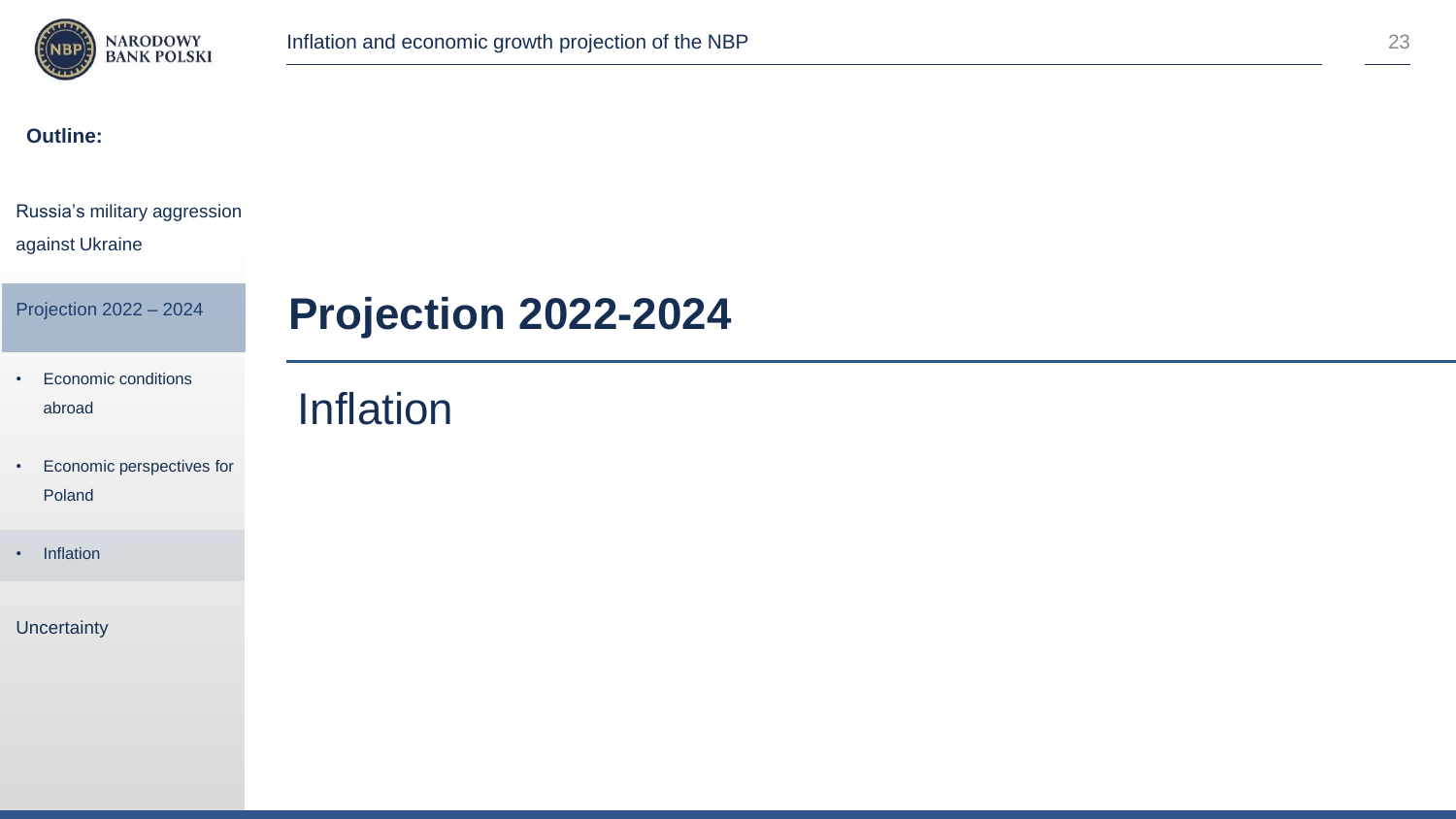**Outline:**

Russia's military aggression against Ukraine

Projection 2022 – 2024

- Economic conditions abroad
- Economic perspectives for Poland
- Inflation

Uncertainty

# Projection 2022-2024

## Inflation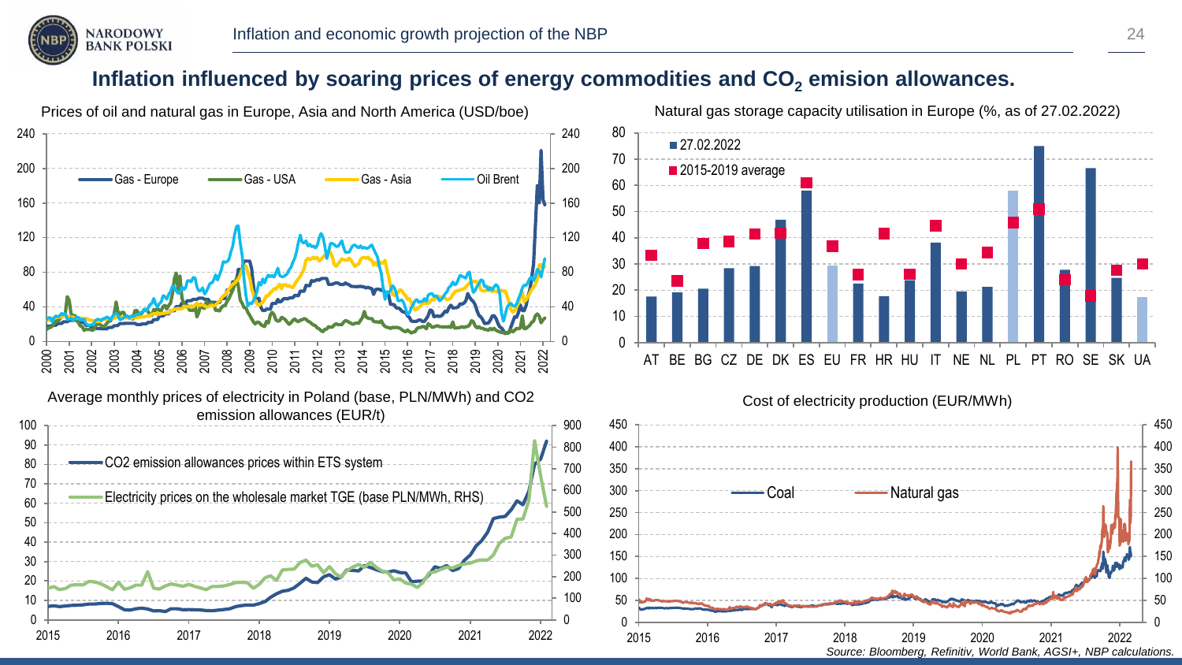# Inflation influenced by soaring prices of energy commodities and $CO_2$ emision allowances.

Prices of oil and natural gas in Europe, Asia and North America (USD/boe)

Natural gas storage capacity utilisation in Europe (%, as of 27.02.2022)

Average monthly prices of electricity in Poland (base, PLN/MWh) and CO2 emission allowances (EUR/t)

Cost of electricity production (EUR/MWh)

*Source: Bloomberg, Refinitiv, World Bank, AGSI+, NBP calculations.*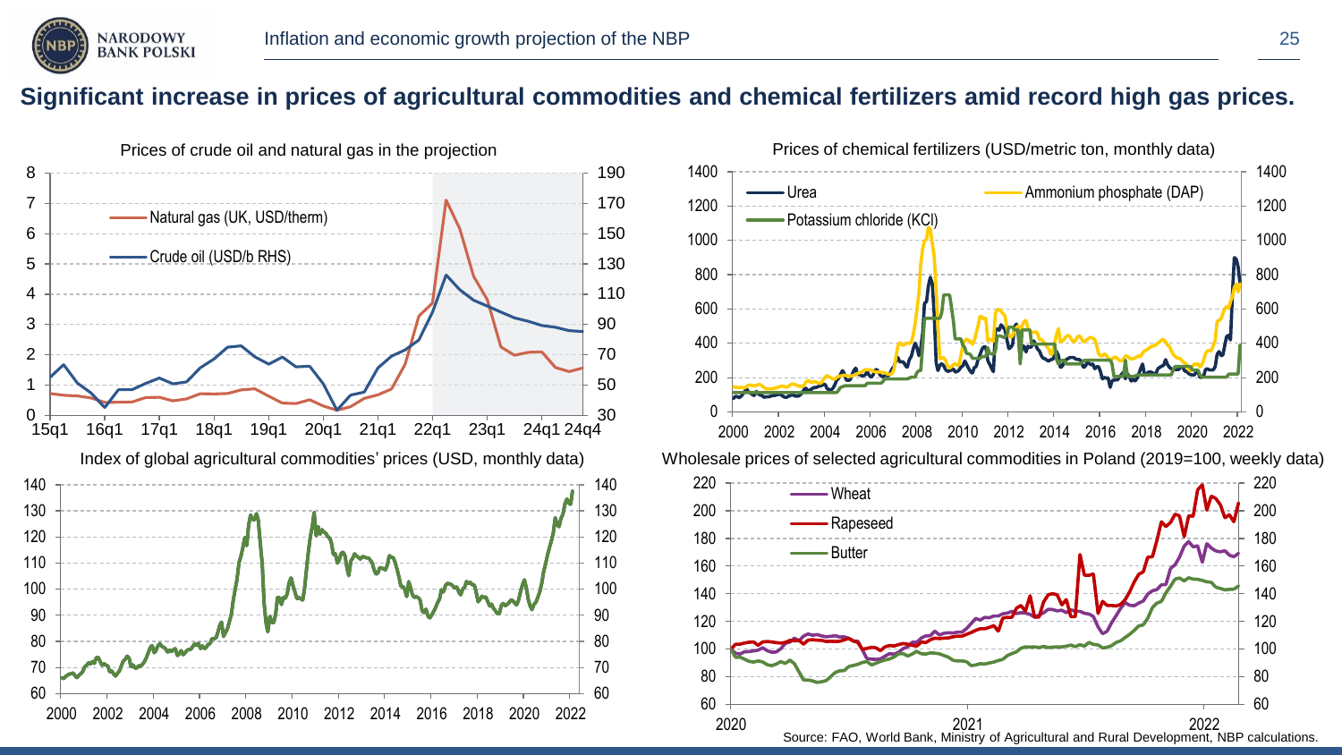## Significant increase in prices of agricultural commodities and chemical fertilizers amid record high gas prices.

Prices of crude oil and natural gas in the projection

Prices of chemical fertilizers (USD/metric ton, monthly data)

Index of global agricultural commodities' prices (USD, monthly data)

Wholesale prices of selected agricultural commodities in Poland (2019=100, weekly data)

Source: FAO, World Bank, Ministry of Agricultural and Rural Development, NBP calculations.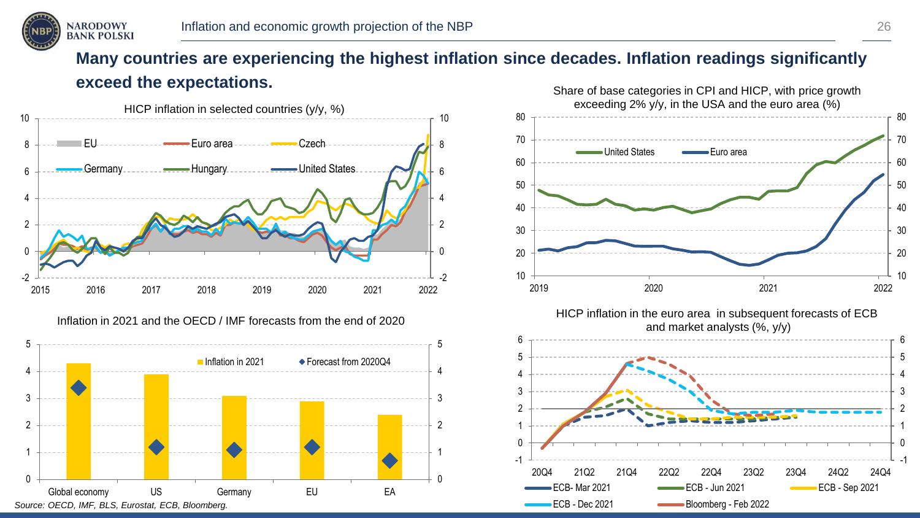# Many countries are experiencing the highest inflation since decades. Inflation readings significantly exceed the expectations.

HICP inflation in selected countries (y/y, %)

Share of base categories in CPI and HICP, with price growth exceeding 2% y/y, in the USA and the euro area (%)

Inflation in 2021 and the OECD / IMF forecasts from the end of 2020

HICP inflation in the euro area in subsequent forecasts of ECB and market analysts (%, y/y)

*Source: OECD, IMF, BLS, Eurostat, ECB, Bloomberg.*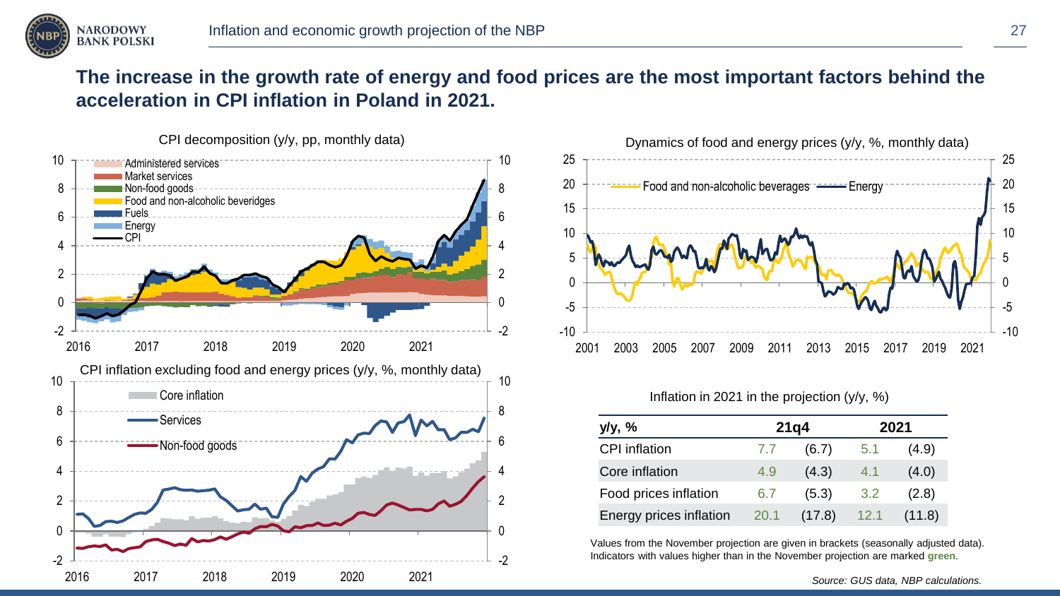## The increase in the growth rate of energy and food prices are the most important factors behind the acceleration in CPI inflation in Poland in 2021.

CPI decomposition (y/y, pp, monthly data)

Dynamics of food and energy prices (y/y, %, monthly data)

CPI inflation excluding food and energy prices (y/y, %, monthly data)

Inflation in 2021 in the projection (y/y, %)

| y/y, % | 21q4 | | 2021 | |
|---|---|---|---|---|
| CPI inflation | 7.7 | (6.7) | 5.1 | (4.9) |
| Core inflation | 4.9 | (4.3) | 4.1 | (4.0) |
| Food prices inflation | 6.7 | (5.3) | 3.2 | (2.8) |
| Energy prices inflation | 20.1 | (17.8) | 12.1 | (11.8) |

Values from the November projection are given in brackets (seasonally adjusted data). Indicators with values higher than in the November projection are marked **green**.

*Source: GUS data, NBP calculations.*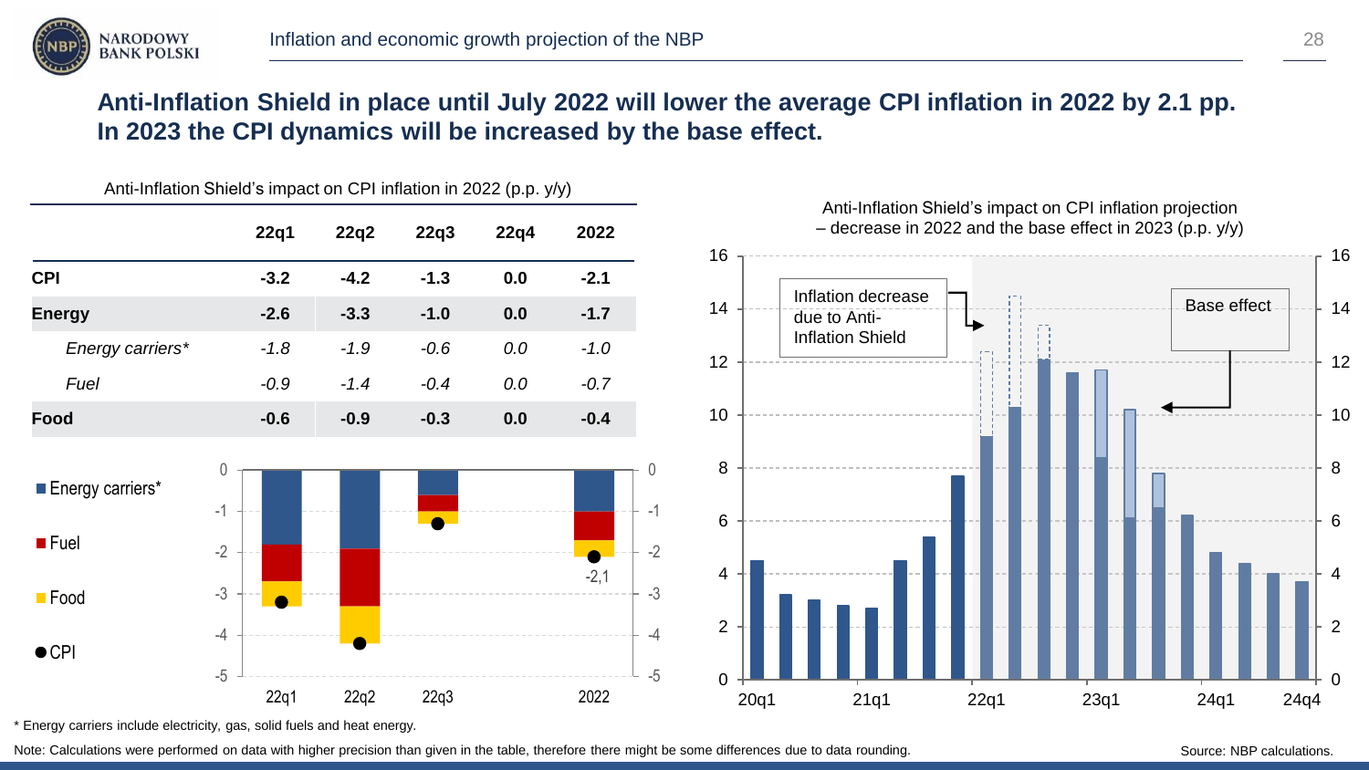## Anti-Inflation Shield in place until July 2022 will lower the average CPI inflation in 2022 by 2.1 pp. In 2023 the CPI dynamics will be increased by the base effect.

Anti-Inflation Shield's impact on CPI inflation in 2022 (p.p. y/y)

| | 22q1 | 22q2 | 22q3 | 22q4 | 2022 |
|---|---|---|---|---|---|
| **CPI** | **-3.2** | **-4.2** | **-1.3** | **0.0** | **-2.1** |
| **Energy** | **-2.6** | **-3.3** | **-1.0** | **0.0** | **-1.7** |
| *Energy carriers** | *-1.8* | *-1.9* | *-0.6* | *0.0* | *-1.0* |
| *Fuel* | *-0.9* | *-1.4* | *-0.4* | *0.0* | *-0.7* |
| **Food** | **-0.6** | **-0.9** | **-0.3** | **0.0** | **-0.4** |

Anti-Inflation Shield's impact on CPI inflation projection – decrease in 2022 and the base effect in 2023 (p.p. y/y)

* Energy carriers include electricity, gas, solid fuels and heat energy.

Note: Calculations were performed on data with higher precision than given in the table, therefore there might be some differences due to data rounding.

Source: NBP calculations.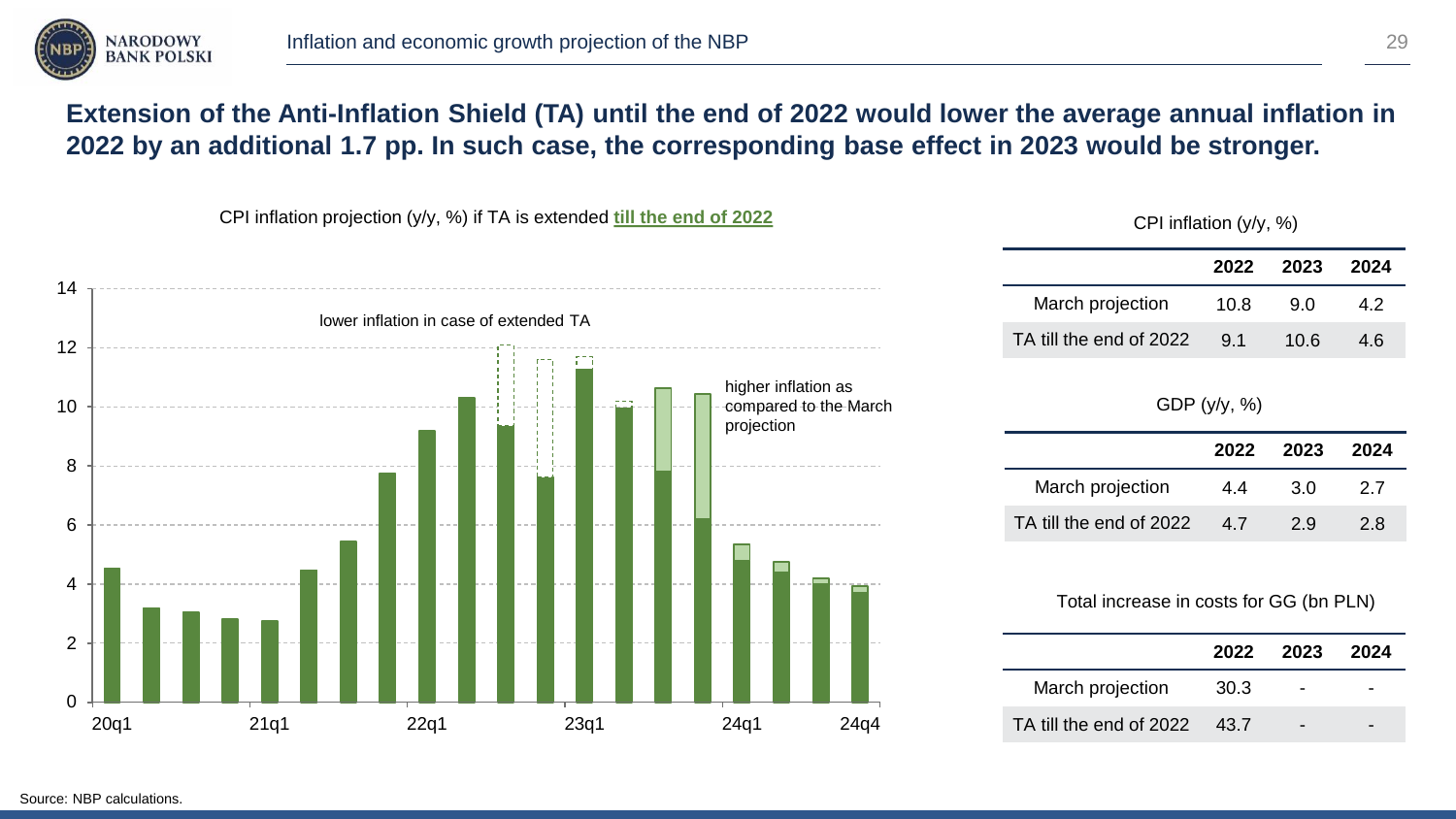## Extension of the Anti-Inflation Shield (TA) until the end of 2022 would lower the average annual inflation in 2022 by an additional 1.7 pp. In such case, the corresponding base effect in 2023 would be stronger.

CPI inflation projection (y/y, %) if TA is extended **till the end of 2022**

lower inflation in case of extended TA

higher inflation as compared to the March projection

CPI inflation (y/y, %)

| | 2022 | 2023 | 2024 |
|---|---|---|---|
| March projection | 10.8 | 9.0 | 4.2 |
| TA till the end of 2022 | 9.1 | 10.6 | 4.6 |

GDP (y/y, %)

| | 2022 | 2023 | 2024 |
|---|---|---|---|
| March projection | 4.4 | 3.0 | 2.7 |
| TA till the end of 2022 | 4.7 | 2.9 | 2.8 |

Total increase in costs for GG (bn PLN)

| | 2022 | 2023 | 2024 |
|---|---|---|---|
| March projection | 30.3 | - | - |
| TA till the end of 2022 | 43.7 | - | - |

Source: NBP calculations.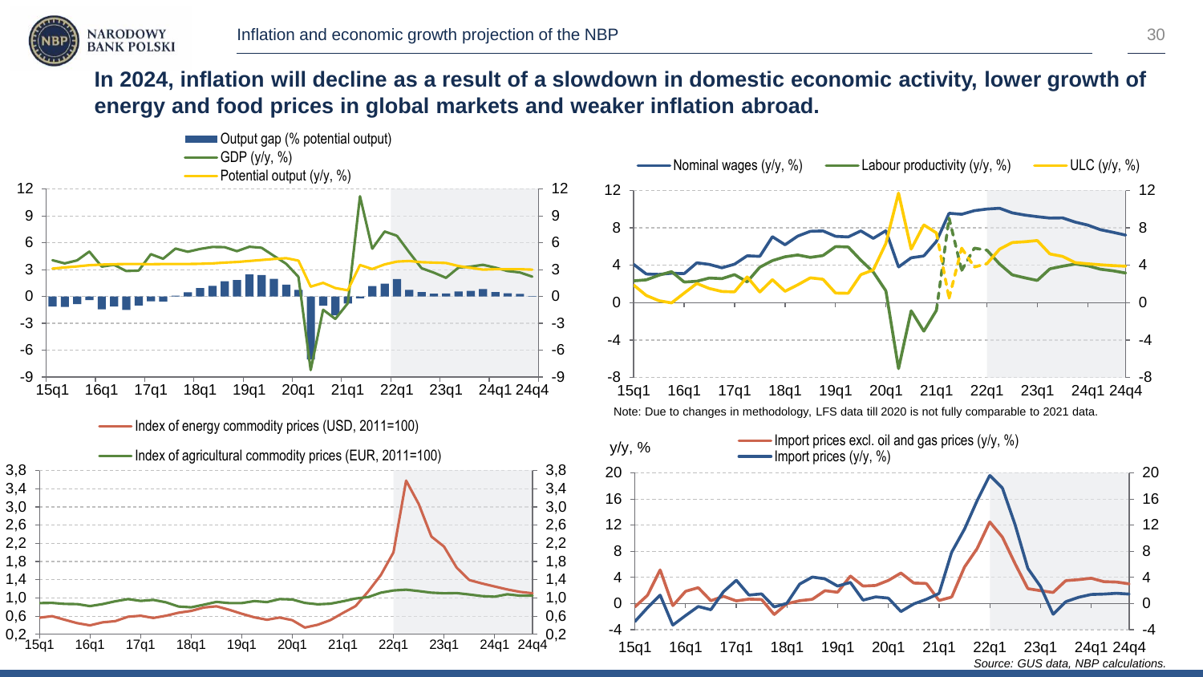## In 2024, inflation will decline as a result of a slowdown in domestic economic activity, lower growth of energy and food prices in global markets and weaker inflation abroad.

Output gap (% potential output)
GDP (y/y, %)
Potential output (y/y, %)

Nominal wages (y/y, %) | Labour productivity (y/y, %) | ULC (y/y, %)

Note: Due to changes in methodology, LFS data till 2020 is not fully comparable to 2021 data.

Index of energy commodity prices (USD, 2011=100)
Index of agricultural commodity prices (EUR, 2011=100)

y/y, %
Import prices excl. oil and gas prices (y/y, %)
Import prices (y/y, %)

*Source: GUS data, NBP calculations.*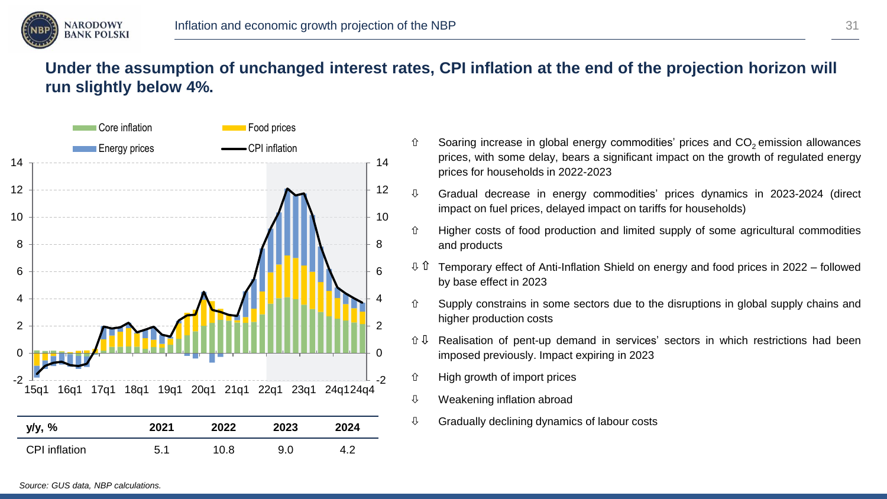## Under the assumption of unchanged interest rates, CPI inflation at the end of the projection horizon will run slightly below 4%.

| y/y, % | 2021 | 2022 | 2023 | 2024 |
|---|---|---|---|---|
| CPI inflation | 5.1 | 10.8 | 9.0 | 4.2 |

- ⇧ Soaring increase in global energy commodities' prices and $CO_2$ emission allowances prices, with some delay, bears a significant impact on the growth of regulated energy prices for households in 2022-2023
- ⇩ Gradual decrease in energy commodities' prices dynamics in 2023-2024 (direct impact on fuel prices, delayed impact on tariffs for households)
- ⇧ Higher costs of food production and limited supply of some agricultural commodities and products
- ⇩⇧ Temporary effect of Anti-Inflation Shield on energy and food prices in 2022 – followed by base effect in 2023
- ⇧ Supply constrains in some sectors due to the disruptions in global supply chains and higher production costs
- ⇧⇩ Realisation of pent-up demand in services' sectors in which restrictions had been imposed previously. Impact expiring in 2023
- ⇧ High growth of import prices
- ⇩ Weakening inflation abroad
- ⇩ Gradually declining dynamics of labour costs

*Source: GUS data, NBP calculations.*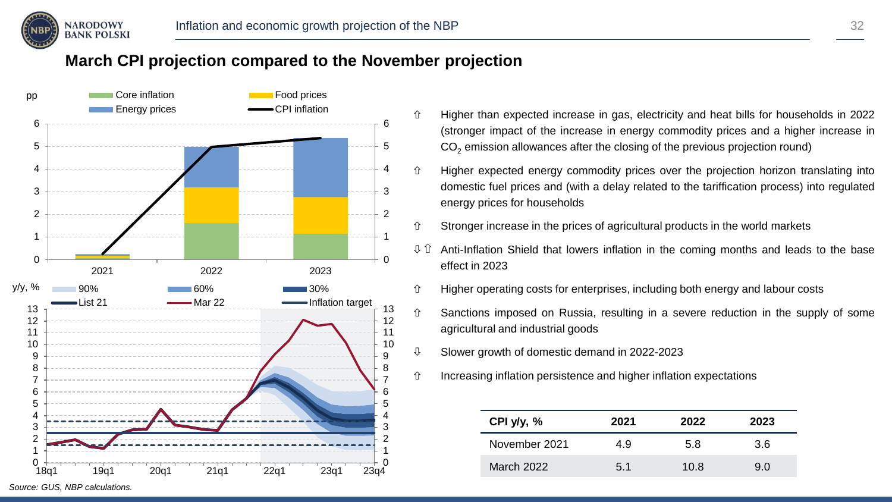## March CPI projection compared to the November projection

pp

Core inflation | Food prices | Energy prices | CPI inflation

y/y, %

90% | 60% | 30% | List 21 | Mar 22 | Inflation target

*Source: GUS, NBP calculations.*

- ⇧ Higher than expected increase in gas, electricity and heat bills for households in 2022 (stronger impact of the increase in energy commodity prices and a higher increase in $CO_2$ emission allowances after the closing of the previous projection round)
- ⇧ Higher expected energy commodity prices over the projection horizon translating into domestic fuel prices and (with a delay related to the tariffication process) into regulated energy prices for households
- ⇧ Stronger increase in the prices of agricultural products in the world markets
- ⇩ ⇧ Anti-Inflation Shield that lowers inflation in the coming months and leads to the base effect in 2023
- ⇧ Higher operating costs for enterprises, including both energy and labour costs
- ⇧ Sanctions imposed on Russia, resulting in a severe reduction in the supply of some agricultural and industrial goods
- ⇩ Slower growth of domestic demand in 2022-2023
- ⇧ Increasing inflation persistence and higher inflation expectations

| CPI y/y, % | 2021 | 2022 | 2023 |
|---|---|---|---|
| November 2021 | 4.9 | 5.8 | 3.6 |
| March 2022 | 5.1 | 10.8 | 9.0 |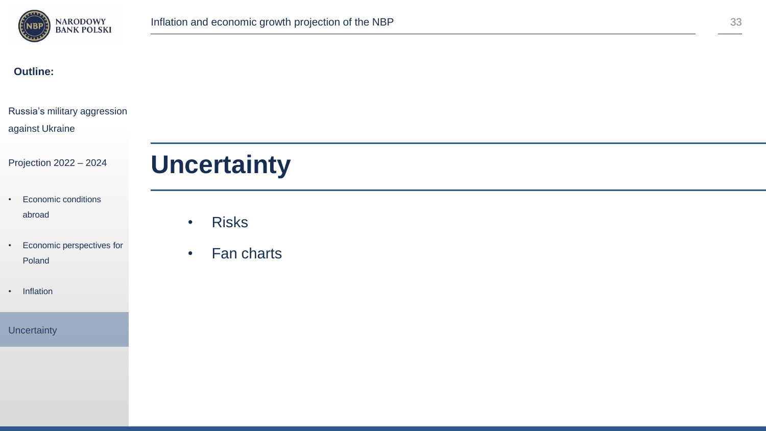**Outline:**

Russia's military aggression against Ukraine

Projection 2022 – 2024

- Economic conditions abroad
- Economic perspectives for Poland
- Inflation

Uncertainty

# Uncertainty

- Risks
- Fan charts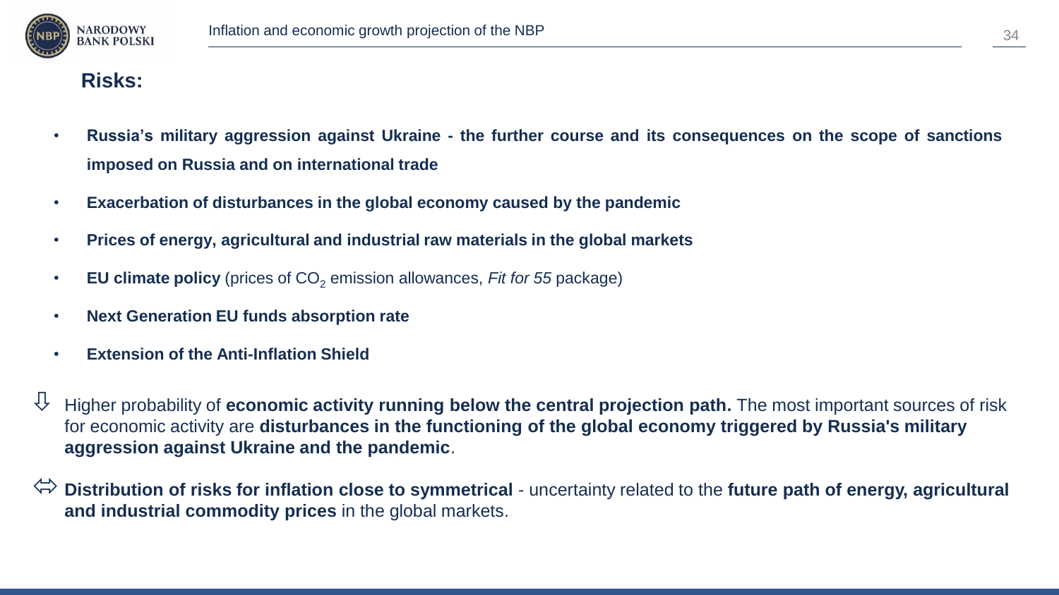## Risks:

- **Russia's military aggression against Ukraine - the further course and its consequences on the scope of sanctions imposed on Russia and on international trade**
- **Exacerbation of disturbances in the global economy caused by the pandemic**
- **Prices of energy, agricultural and industrial raw materials in the global markets**
- **EU climate policy** (prices of $CO_2$ emission allowances, *Fit for 55* package)
- **Next Generation EU funds absorption rate**
- **Extension of the Anti-Inflation Shield**

⇩ Higher probability of **economic activity running below the central projection path.** The most important sources of risk for economic activity are **disturbances in the functioning of the global economy triggered by Russia's military aggression against Ukraine and the pandemic**.

⇔ **Distribution of risks for inflation close to symmetrical** - uncertainty related to the **future path of energy, agricultural and industrial commodity prices** in the global markets.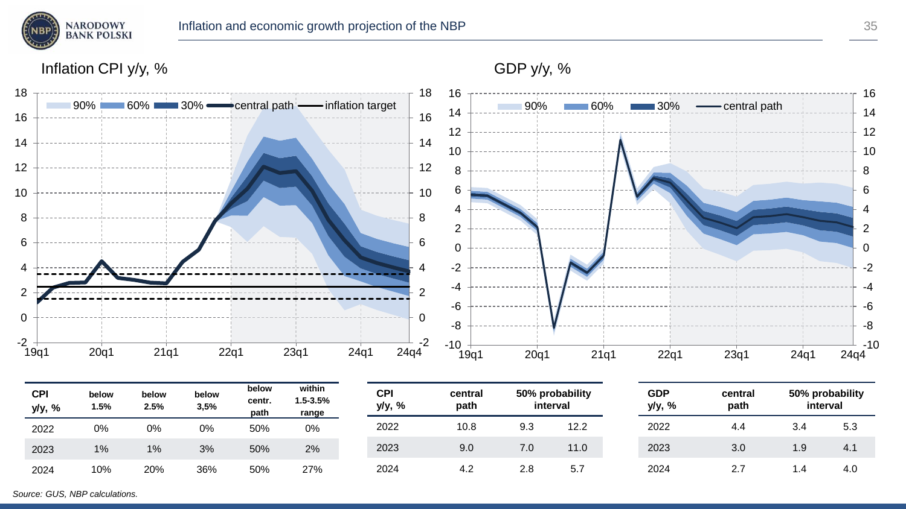# Inflation and economic growth projection of the NBP

## Inflation CPI y/y, %

## GDP y/y, %

| CPI y/y, % | below 1.5% | below 2.5% | below 3,5% | below centr. path | within 1.5-3.5% range |
|---|---|---|---|---|---|
| 2022 | 0% | 0% | 0% | 50% | 0% |
| 2023 | 1% | 1% | 3% | 50% | 2% |
| 2024 | 10% | 20% | 36% | 50% | 27% |

| CPI y/y, % | central path | 50% probability interval | |
|---|---|---|---|
| 2022 | 10.8 | 9.3 | 12.2 |
| 2023 | 9.0 | 7.0 | 11.0 |
| 2024 | 4.2 | 2.8 | 5.7 |

| GDP y/y, % | central path | 50% probability interval | |
|---|---|---|---|
| 2022 | 4.4 | 3.4 | 5.3 |
| 2023 | 3.0 | 1.9 | 4.1 |
| 2024 | 2.7 | 1.4 | 4.0 |

*Source: GUS, NBP calculations.*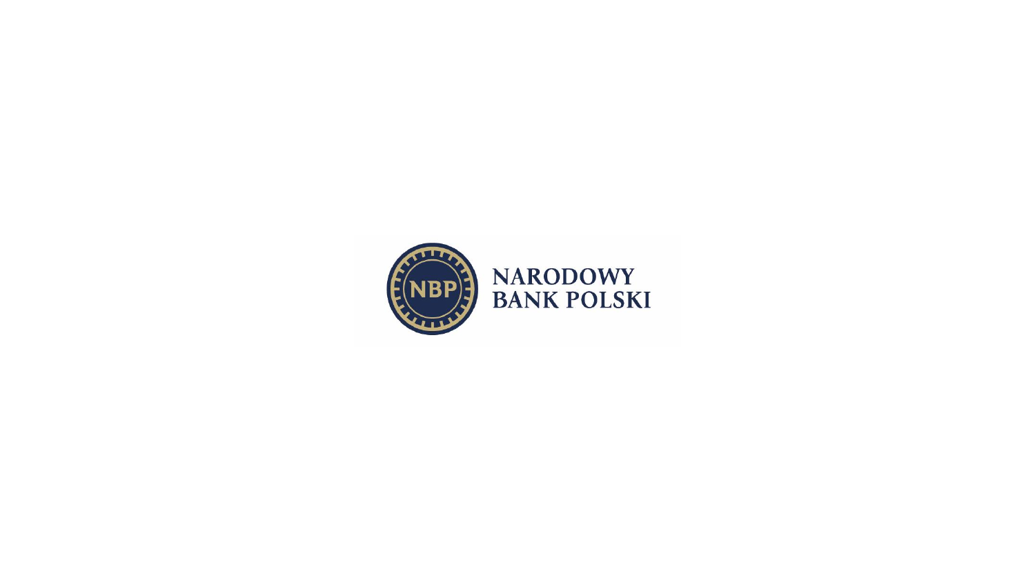NBP

NARODOWY
BANK POLSKI